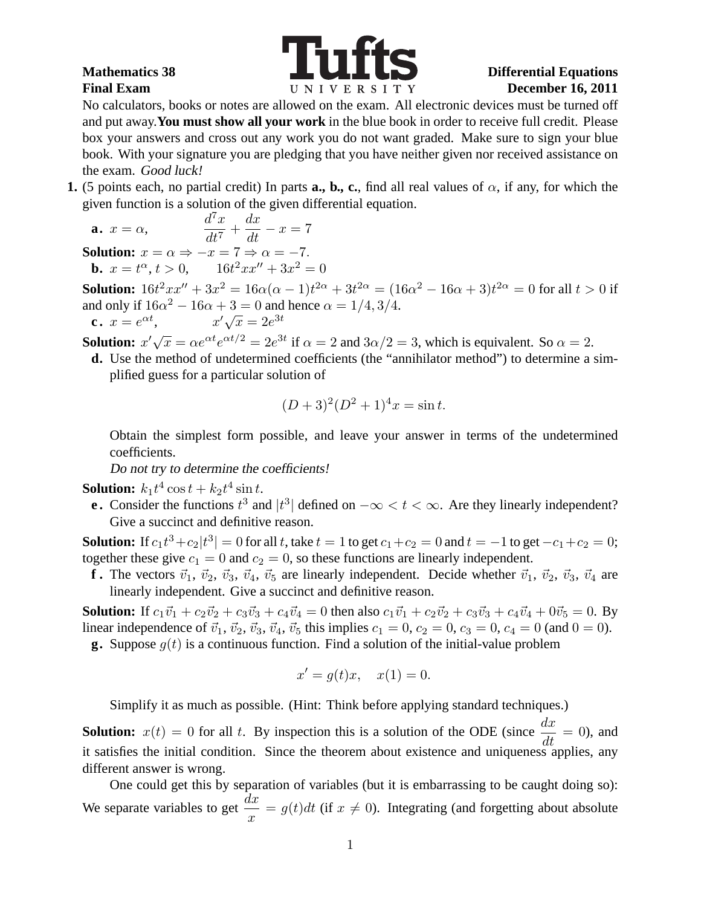**Mathematics 38** **Tufts UNIVERSITY** **Differential Equations**
**Final Exam** **December 16, 2011**

No calculators, books or notes are allowed on the exam. All electronic devices must be turned off and put away. **You must show all your work** in the blue book in order to receive full credit. Please box your answers and cross out any work you do not want graded. Make sure to sign your blue book. With your signature you are pledging that you have neither given nor received assistance on the exam. *Good luck!*

**1.** (5 points each, no partial credit) In parts **a., b., c.**, find all real values of $\alpha$, if any, for which the given function is a solution of the given differential equation.

**a.** $x = \alpha$, $\qquad \dfrac{d^7x}{dt^7} + \dfrac{dx}{dt} - x = 7$

**Solution:** $x = \alpha \Rightarrow -x = 7 \Rightarrow \alpha = -7$.

**b.** $x = t^\alpha, t > 0$, $\qquad 16t^2xx'' + 3x^2 = 0$

**Solution:** $16t^2xx'' + 3x^2 = 16\alpha(\alpha-1)t^{2\alpha} + 3t^{2\alpha} = (16\alpha^2 - 16\alpha + 3)t^{2\alpha} = 0$ for all $t > 0$ if and only if $16\alpha^2 - 16\alpha + 3 = 0$ and hence $\alpha = 1/4, 3/4$.

**c.** $x = e^{\alpha t}$, $\qquad x'\sqrt{x} = 2e^{3t}$

**Solution:** $x'\sqrt{x} = \alpha e^{\alpha t}e^{\alpha t/2} = 2e^{3t}$ if $\alpha = 2$ and $3\alpha/2 = 3$, which is equivalent. So $\alpha = 2$.

**d.** Use the method of undetermined coefficients (the "annihilator method") to determine a simplified guess for a particular solution of

$$(D+3)^2(D^2+1)^4x = \sin t.$$

Obtain the simplest form possible, and leave your answer in terms of the undetermined coefficients.

*Do not try to determine the coefficients!*

**Solution:** $k_1t^4\cos t + k_2t^4\sin t$.

**e.** Consider the functions $t^3$ and $|t^3|$ defined on $-\infty < t < \infty$. Are they linearly independent? Give a succinct and definitive reason.

**Solution:** If $c_1t^3 + c_2|t^3| = 0$ for all $t$, take $t = 1$ to get $c_1 + c_2 = 0$ and $t = -1$ to get $-c_1 + c_2 = 0$; together these give $c_1 = 0$ and $c_2 = 0$, so these functions are linearly independent.

**f.** The vectors $\vec{v}_1$, $\vec{v}_2$, $\vec{v}_3$, $\vec{v}_4$, $\vec{v}_5$ are linearly independent. Decide whether $\vec{v}_1$, $\vec{v}_2$, $\vec{v}_3$, $\vec{v}_4$ are linearly independent. Give a succinct and definitive reason.

**Solution:** If $c_1\vec{v}_1 + c_2\vec{v}_2 + c_3\vec{v}_3 + c_4\vec{v}_4 = 0$ then also $c_1\vec{v}_1 + c_2\vec{v}_2 + c_3\vec{v}_3 + c_4\vec{v}_4 + 0\vec{v}_5 = 0$. By linear independence of $\vec{v}_1$, $\vec{v}_2$, $\vec{v}_3$, $\vec{v}_4$, $\vec{v}_5$ this implies $c_1 = 0$, $c_2 = 0$, $c_3 = 0$, $c_4 = 0$ (and $0 = 0$).

**g.** Suppose $g(t)$ is a continuous function. Find a solution of the initial-value problem

$$x' = g(t)x, \quad x(1) = 0.$$

Simplify it as much as possible. (Hint: Think before applying standard techniques.)

**Solution:** $x(t) = 0$ for all $t$. By inspection this is a solution of the ODE (since $\dfrac{dx}{dt} = 0$), and it satisfies the initial condition. Since the theorem about existence and uniqueness applies, any different answer is wrong.

One could get this by separation of variables (but it is embarrassing to be caught doing so): We separate variables to get $\dfrac{dx}{x} = g(t)dt$ (if $x \neq 0$). Integrating (and forgetting about absolute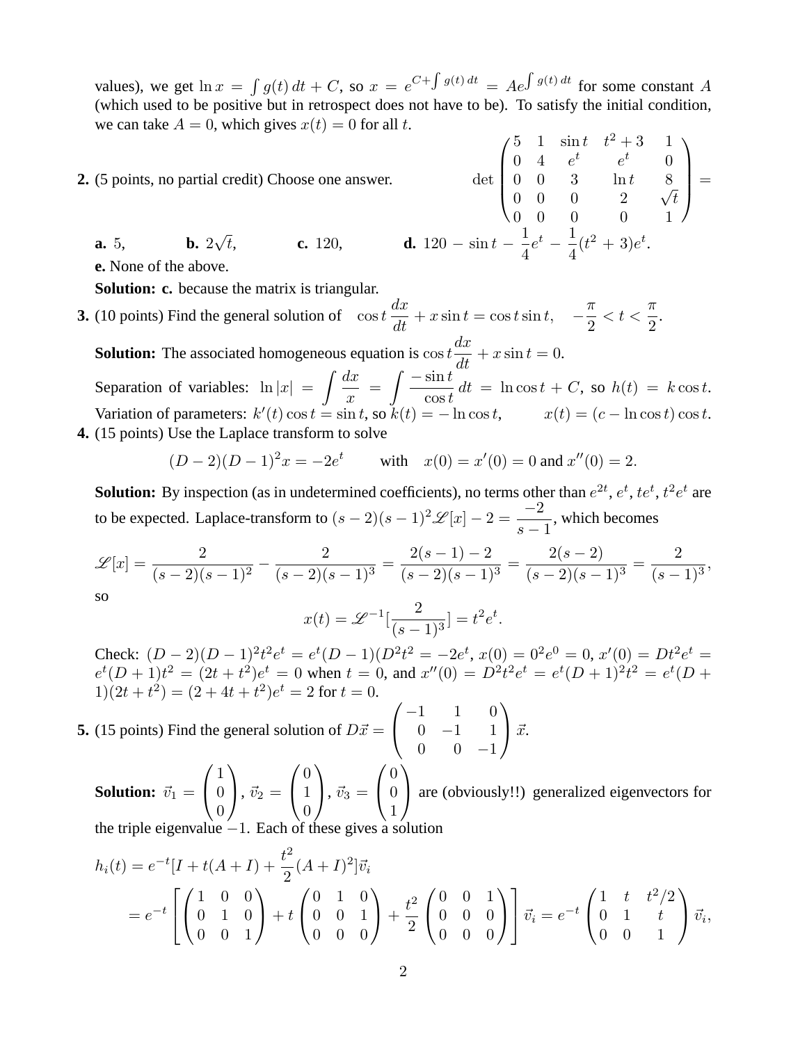values), we get $\ln x = \int g(t)\,dt + C$, so $x = e^{C+\int g(t)\,dt} = Ae^{\int g(t)\,dt}$ for some constant $A$ (which used to be positive but in retrospect does not have to be). To satisfy the initial condition, we can take $A = 0$, which gives $x(t) = 0$ for all $t$.

**2.** (5 points, no partial credit) Choose one answer.

$$\det\begin{pmatrix} 5 & 1 & \sin t & t^2+3 & 1 \\ 0 & 4 & e^t & e^t & 0 \\ 0 & 0 & 3 & \ln t & 8 \\ 0 & 0 & 0 & 2 & \sqrt{t} \\ 0 & 0 & 0 & 0 & 1 \end{pmatrix} =$$

**a.** 5, **b.** $2\sqrt{t}$, **c.** 120, **d.** $120 - \sin t - \frac{1}{4}e^t - \frac{1}{4}(t^2+3)e^t$.

**e.** None of the above.

**Solution: c.** because the matrix is triangular.

**3.** (10 points) Find the general solution of $\cos t\,\frac{dx}{dt} + x\sin t = \cos t\sin t, \quad -\frac{\pi}{2} < t < \frac{\pi}{2}$.

**Solution:** The associated homogeneous equation is $\cos t\frac{dx}{dt} + x\sin t = 0$.

Separation of variables: $\ln|x| = \int\frac{dx}{x} = \int\frac{-\sin t}{\cos t}\,dt = \ln\cos t + C$, so $h(t) = k\cos t$.

Variation of parameters: $k'(t)\cos t = \sin t$, so $k(t) = -\ln\cos t$, $\qquad x(t) = (c - \ln\cos t)\cos t$.

**4.** (15 points) Use the Laplace transform to solve

$$(D-2)(D-1)^2x = -2e^t \qquad \text{with} \quad x(0) = x'(0) = 0 \text{ and } x''(0) = 2.$$

**Solution:** By inspection (as in undetermined coefficients), no terms other than $e^{2t}$, $e^t$, $te^t$, $t^2e^t$ are to be expected. Laplace-transform to $(s-2)(s-1)^2\mathscr{L}[x] - 2 = \frac{-2}{s-1}$, which becomes

$$\mathscr{L}[x] = \frac{2}{(s-2)(s-1)^2} - \frac{2}{(s-2)(s-1)^3} = \frac{2(s-1)-2}{(s-2)(s-1)^3} = \frac{2(s-2)}{(s-2)(s-1)^3} = \frac{2}{(s-1)^3},$$

so

$$x(t) = \mathscr{L}^{-1}[\frac{2}{(s-1)^3}] = t^2e^t.$$

Check: $(D-2)(D-1)^2t^2e^t = e^t(D-1)(D^2t^2 = -2e^t$, $x(0) = 0^2e^0 = 0$, $x'(0) = Dt^2e^t = e^t(D+1)t^2 = (2t+t^2)e^t = 0$ when $t = 0$, and $x''(0) = D^2t^2e^t = e^t(D+1)^2t^2 = e^t(D+1)(2t+t^2) = (2+4t+t^2)e^t = 2$ for $t = 0$.

**5.** (15 points) Find the general solution of $D\vec{x} = \begin{pmatrix} -1 & 1 & 0 \\ 0 & -1 & 1 \\ 0 & 0 & -1 \end{pmatrix}\vec{x}$.

**Solution:** $\vec{v}_1 = \begin{pmatrix} 1 \\ 0 \\ 0 \end{pmatrix}$, $\vec{v}_2 = \begin{pmatrix} 0 \\ 1 \\ 0 \end{pmatrix}$, $\vec{v}_3 = \begin{pmatrix} 0 \\ 0 \\ 1 \end{pmatrix}$ are (obviously!!) generalized eigenvectors for the triple eigenvalue $-1$. Each of these gives a solution

$$h_i(t) = e^{-t}[I + t(A+I) + \frac{t^2}{2}(A+I)^2]\vec{v}_i$$

$$= e^{-t}\left[\begin{pmatrix} 1 & 0 & 0 \\ 0 & 1 & 0 \\ 0 & 0 & 1 \end{pmatrix} + t\begin{pmatrix} 0 & 1 & 0 \\ 0 & 0 & 1 \\ 0 & 0 & 0 \end{pmatrix} + \frac{t^2}{2}\begin{pmatrix} 0 & 0 & 1 \\ 0 & 0 & 0 \\ 0 & 0 & 0 \end{pmatrix}\right]\vec{v}_i = e^{-t}\begin{pmatrix} 1 & t & t^2/2 \\ 0 & 1 & t \\ 0 & 0 & 1 \end{pmatrix}\vec{v}_i,$$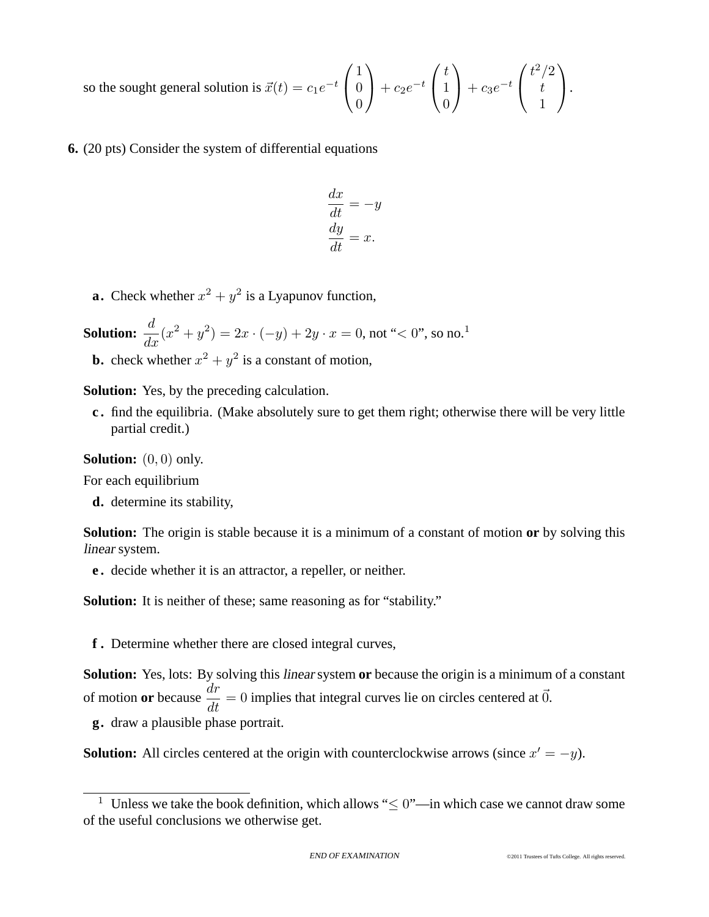so the sought general solution is $\vec{x}(t) = c_1 e^{-t}\begin{pmatrix}1\\0\\0\end{pmatrix} + c_2 e^{-t}\begin{pmatrix}t\\1\\0\end{pmatrix} + c_3 e^{-t}\begin{pmatrix}t^2/2\\t\\1\end{pmatrix}$.

**6.** (20 pts) Consider the system of differential equations

$$\frac{dx}{dt} = -y$$
$$\frac{dy}{dt} = x.$$

**a.** Check whether $x^2 + y^2$ is a Lyapunov function,

**Solution:** $\frac{d}{dx}(x^2 + y^2) = 2x \cdot (-y) + 2y \cdot x = 0$, not "$< 0$", so no.[1]

**b.** check whether $x^2 + y^2$ is a constant of motion,

**Solution:** Yes, by the preceding calculation.

**c.** find the equilibria. (Make absolutely sure to get them right; otherwise there will be very little partial credit.)

**Solution:** $(0, 0)$ only.

For each equilibrium

**d.** determine its stability,

**Solution:** The origin is stable because it is a minimum of a constant of motion **or** by solving this *linear* system.

**e.** decide whether it is an attractor, a repeller, or neither.

**Solution:** It is neither of these; same reasoning as for "stability."

**f.** Determine whether there are closed integral curves,

**Solution:** Yes, lots: By solving this *linear* system **or** because the origin is a minimum of a constant of motion **or** because $\frac{dr}{dt} = 0$ implies that integral curves lie on circles centered at $\vec{0}$.

**g.** draw a plausible phase portrait.

**Solution:** All circles centered at the origin with counterclockwise arrows (since $x' = -y$).

---

[1] Unless we take the book definition, which allows "$\leq 0$"—in which case we cannot draw some of the useful conclusions we otherwise get.

*END OF EXAMINATION*

©2011 Trustees of Tufts College. All rights reserved.